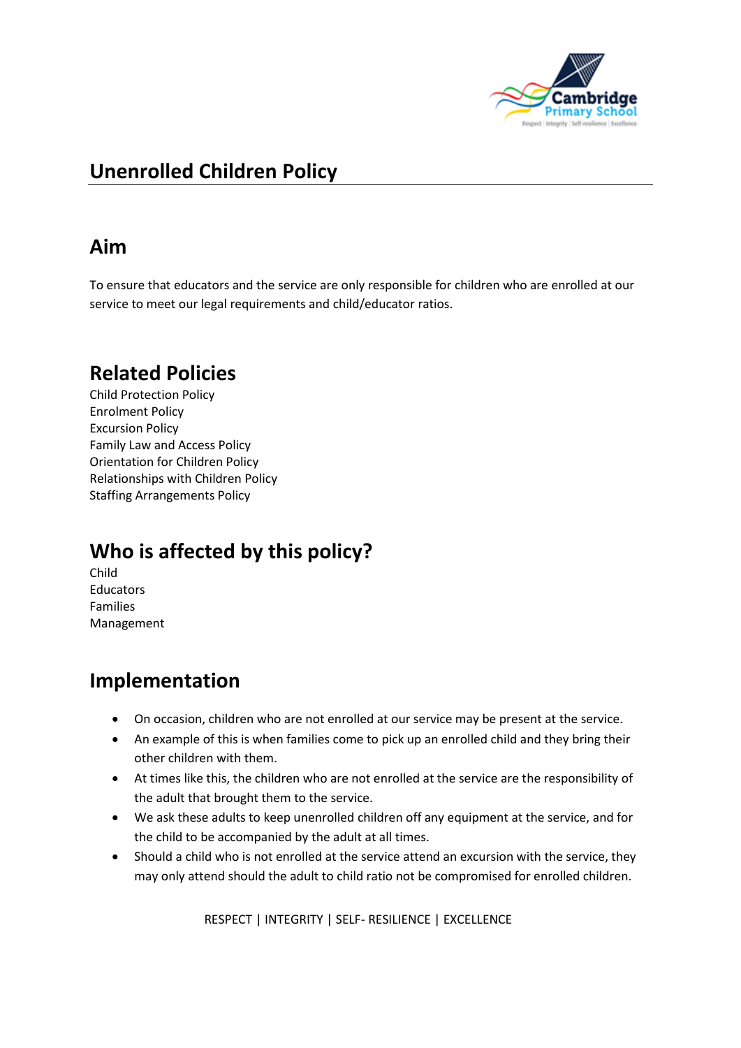# Unenrolled Children Policy

## Aim

To ensure that educators and the service are only responsible for children who are enrolled at our service to meet our legal requirements and child/educator ratios.

## Related Policies

Child Protection Policy
Enrolment Policy
Excursion Policy
Family Law and Access Policy
Orientation for Children Policy
Relationships with Children Policy
Staffing Arrangements Policy

## Who is affected by this policy?

Child
Educators
Families
Management

## Implementation

- On occasion, children who are not enrolled at our service may be present at the service.
- An example of this is when families come to pick up an enrolled child and they bring their other children with them.
- At times like this, the children who are not enrolled at the service are the responsibility of the adult that brought them to the service.
- We ask these adults to keep unenrolled children off any equipment at the service, and for the child to be accompanied by the adult at all times.
- Should a child who is not enrolled at the service attend an excursion with the service, they may only attend should the adult to child ratio not be compromised for enrolled children.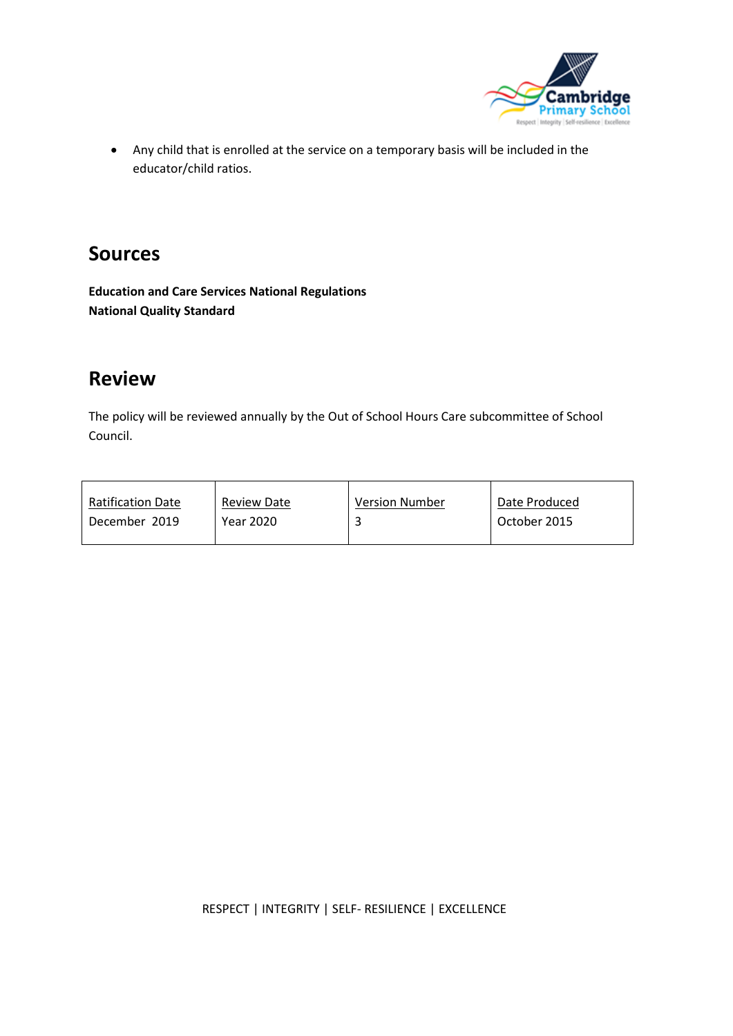- Any child that is enrolled at the service on a temporary basis will be included in the educator/child ratios.

## Sources

**Education and Care Services National Regulations**
**National Quality Standard**

## Review

The policy will be reviewed annually by the Out of School Hours Care subcommittee of School Council.

| Ratification Date | Review Date | Version Number | Date Produced |
|---|---|---|---|
| December 2019 | Year 2020 | 3 | October 2015 |

RESPECT | INTEGRITY | SELF- RESILIENCE | EXCELLENCE